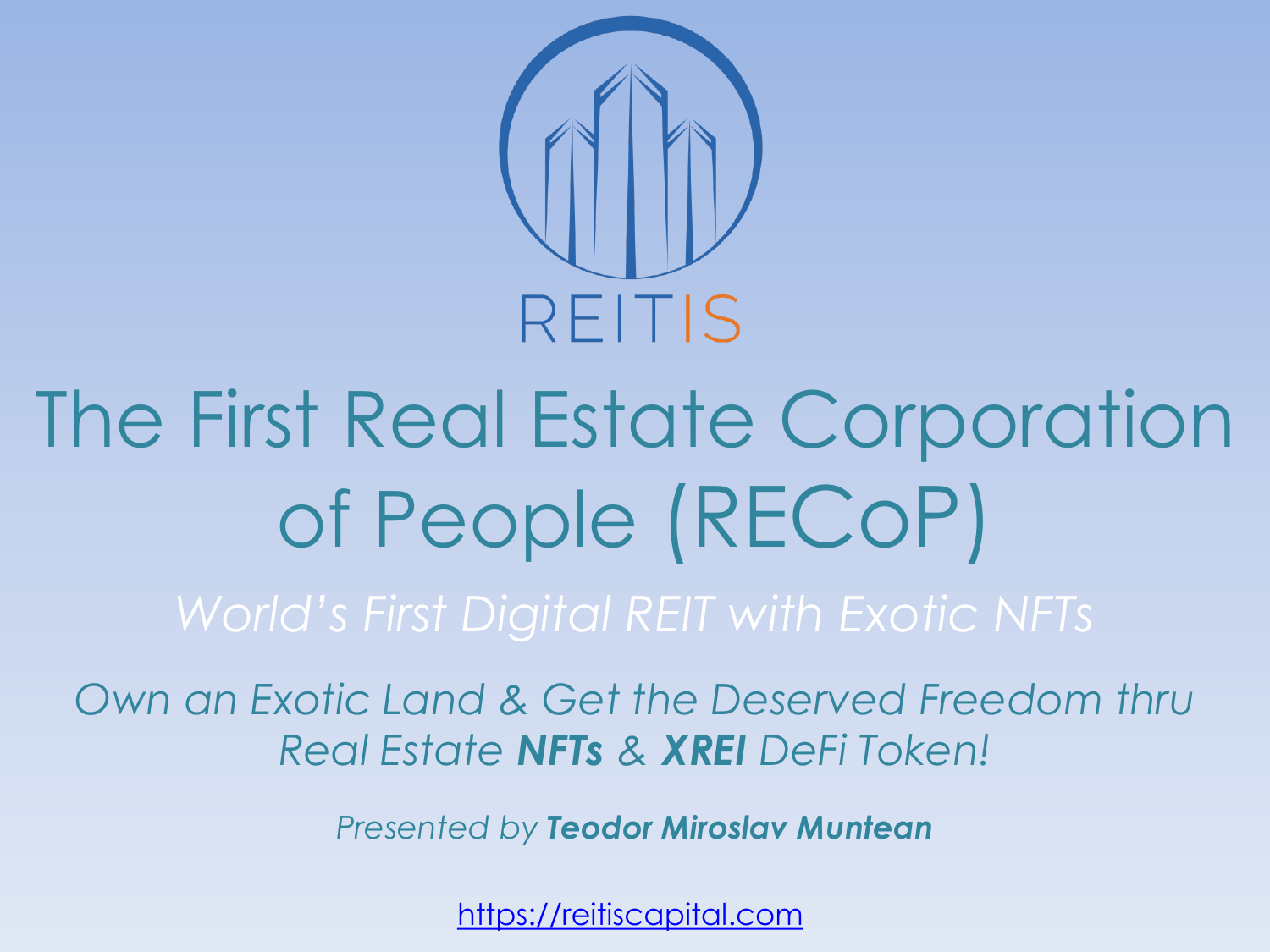REITIS

# The First Real Estate Corporation of People (RECoP)

*World's First Digital REIT with Exotic NFTs*

*Own an Exotic Land & Get the Deserved Freedom thru Real Estate **NFTs** & **XREI** DeFi Token!*

*Presented by **Teodor Miroslav Muntean***

https://reitiscapital.com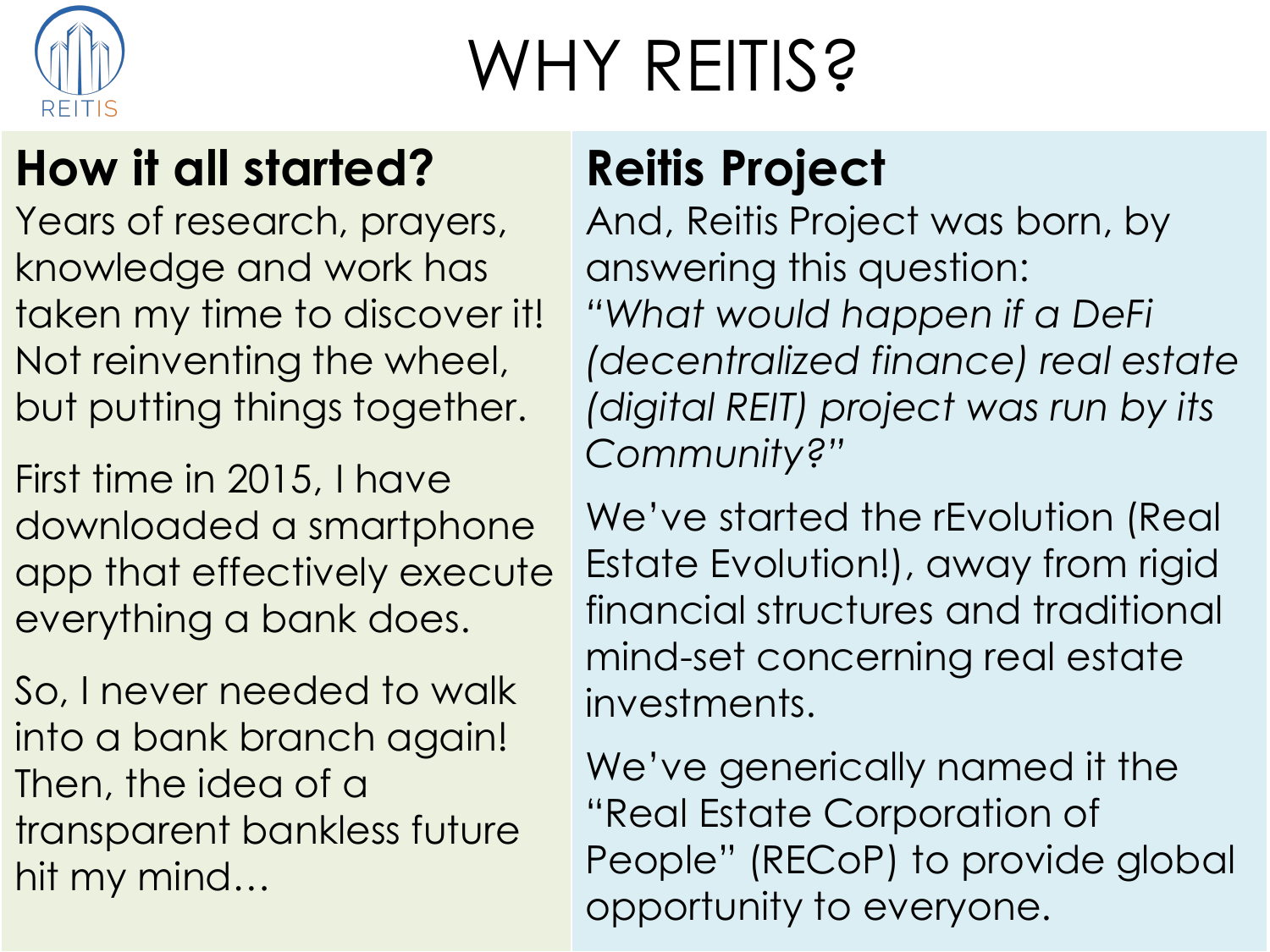# WHY REITIS?

## How it all started?

Years of research, prayers, knowledge and work has taken my time to discover it! Not reinventing the wheel, but putting things together.

First time in 2015, I have downloaded a smartphone app that effectively execute everything a bank does.

So, I never needed to walk into a bank branch again! Then, the idea of a transparent bankless future hit my mind…

## Reitis Project

And, Reitis Project was born, by answering this question: *"What would happen if a DeFi (decentralized finance) real estate (digital REIT) project was run by its Community?"*

We've started the rEvolution (Real Estate Evolution!), away from rigid financial structures and traditional mind-set concerning real estate investments.

We've generically named it the "Real Estate Corporation of People" (RECoP) to provide global opportunity to everyone.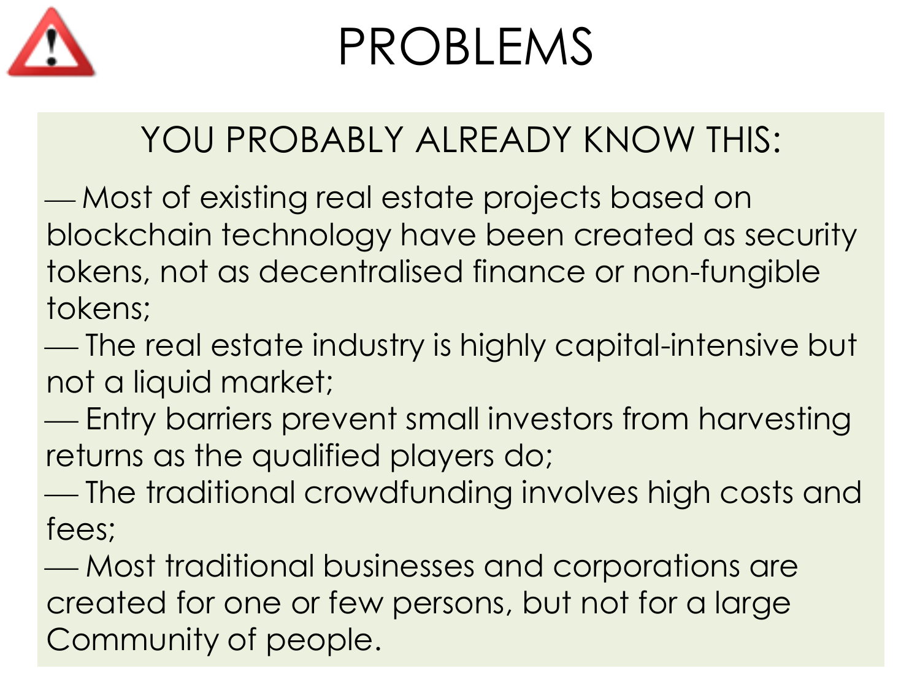# PROBLEMS

## YOU PROBABLY ALREADY KNOW THIS:

— Most of existing real estate projects based on blockchain technology have been created as security tokens, not as decentralised finance or non-fungible tokens;
— The real estate industry is highly capital-intensive but not a liquid market;
— Entry barriers prevent small investors from harvesting returns as the qualified players do;
— The traditional crowdfunding involves high costs and fees;
— Most traditional businesses and corporations are created for one or few persons, but not for a large Community of people.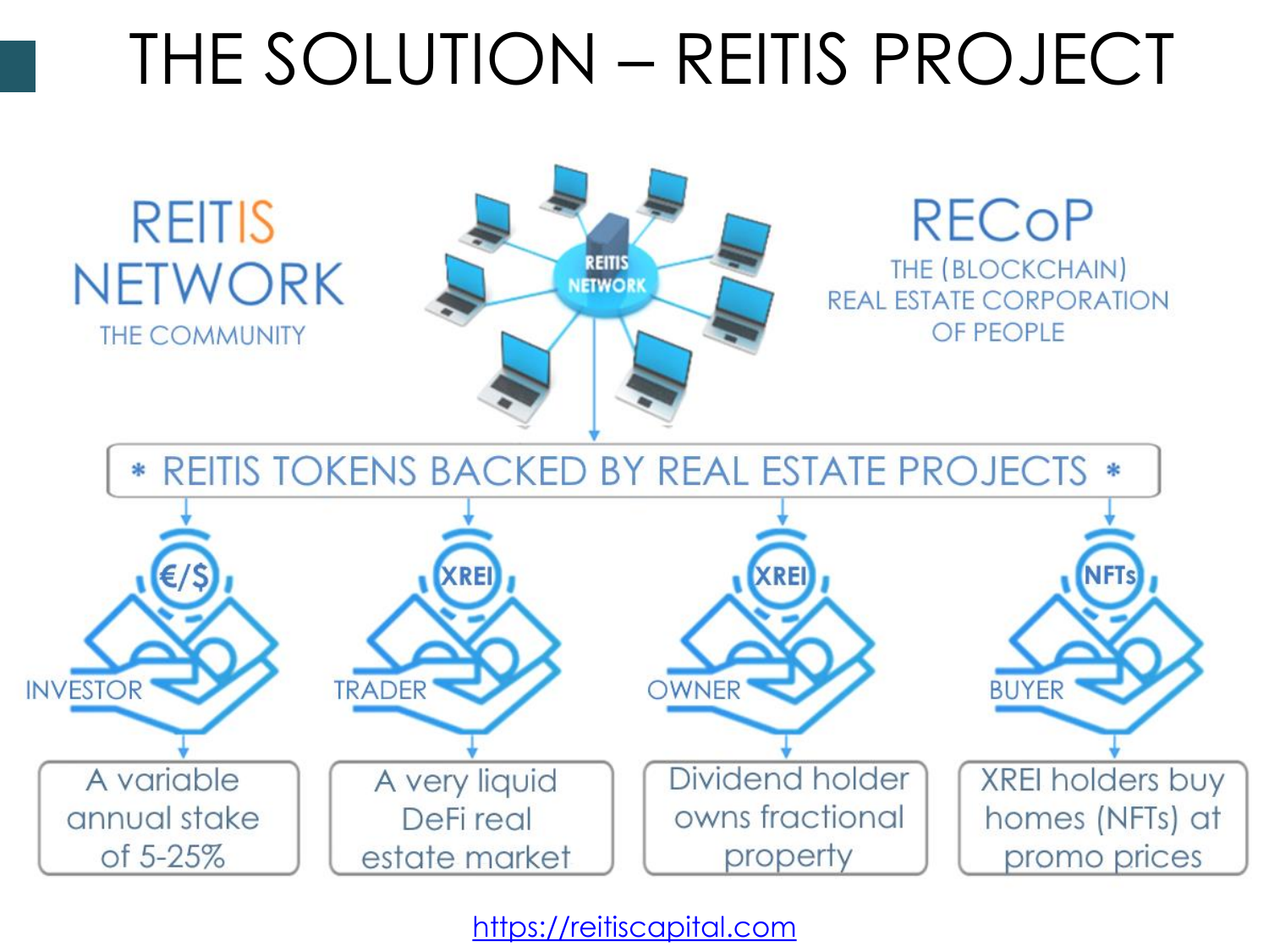# THE SOLUTION – REITIS PROJECT

**REITIS NETWORK**
THE COMMUNITY

REITIS NETWORK

**RECoP**
THE (BLOCKCHAIN) REAL ESTATE CORPORATION OF PEOPLE

* REITIS TOKENS BACKED BY REAL ESTATE PROJECTS *

- **INVESTOR** (€/$): A variable annual stake of 5-25%
- **TRADER** (XREI): A very liquid DeFi real estate market
- **OWNER** (XREI): Dividend holder owns fractional property
- **BUYER** (NFTs): XREI holders buy homes (NFTs) at promo prices

https://reitiscapital.com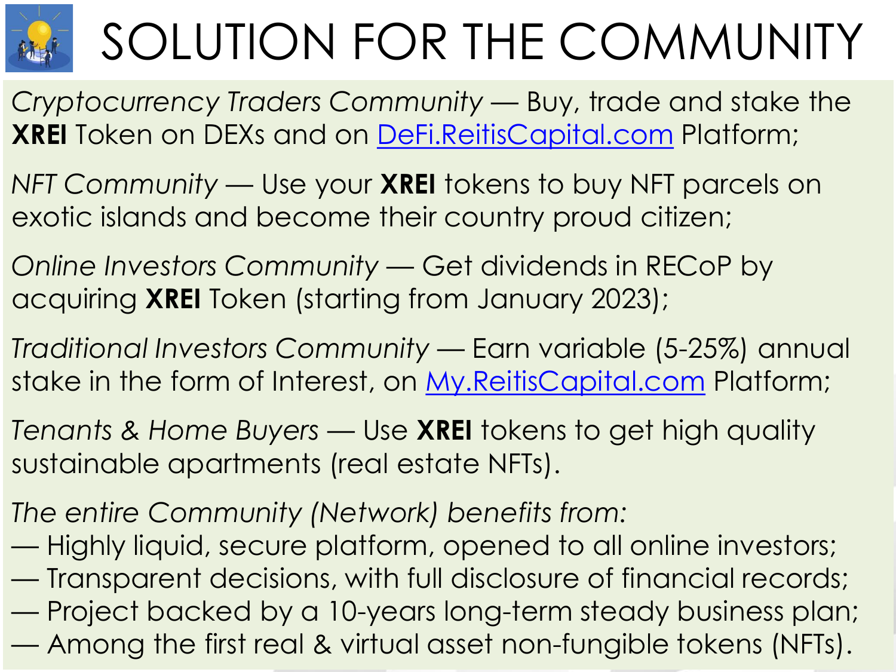# SOLUTION FOR THE COMMUNITY

*Cryptocurrency Traders Community* — Buy, trade and stake the **XREI** Token on DEXs and on [DeFi.ReitisCapital.com](https://DeFi.ReitisCapital.com) Platform;

*NFT Community* — Use your **XREI** tokens to buy NFT parcels on exotic islands and become their country proud citizen;

*Online Investors Community* — Get dividends in RECoP by acquiring **XREI** Token (starting from January 2023);

*Traditional Investors Community* — Earn variable (5-25%) annual stake in the form of Interest, on [My.ReitisCapital.com](https://My.ReitisCapital.com) Platform;

*Tenants & Home Buyers* — Use **XREI** tokens to get high quality sustainable apartments (real estate NFTs).

*The entire Community (Network) benefits from:*
— Highly liquid, secure platform, opened to all online investors;
— Transparent decisions, with full disclosure of financial records;
— Project backed by a 10-years long-term steady business plan;
— Among the first real & virtual asset non-fungible tokens (NFTs).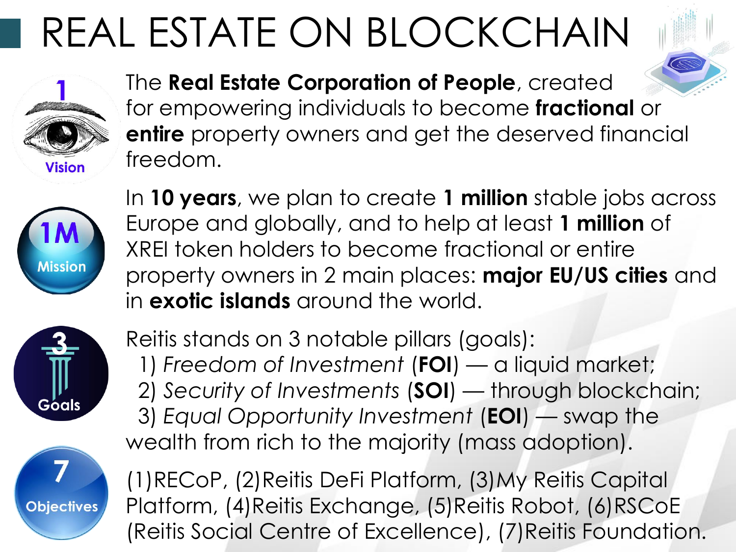# REAL ESTATE ON BLOCKCHAIN

**1 Vision**

The **Real Estate Corporation of People**, created for empowering individuals to become **fractional** or **entire** property owners and get the deserved financial freedom.

**1M Mission**

In **10 years**, we plan to create **1 million** stable jobs across Europe and globally, and to help at least **1 million** of XREI token holders to become fractional or entire property owners in 2 main places: **major EU/US cities** and in **exotic islands** around the world.

**3 Goals**

Reitis stands on 3 notable pillars (goals):

1) *Freedom of Investment* (**FOI**) — a liquid market;
2) *Security of Investments* (**SOI**) — through blockchain;
3) *Equal Opportunity Investment* (**EOI**) — swap the wealth from rich to the majority (mass adoption).

**7 Objectives**

(1)RECoP, (2)Reitis DeFi Platform, (3)My Reitis Capital Platform, (4)Reitis Exchange, (5)Reitis Robot, (6)RSCoE (Reitis Social Centre of Excellence), (7)Reitis Foundation.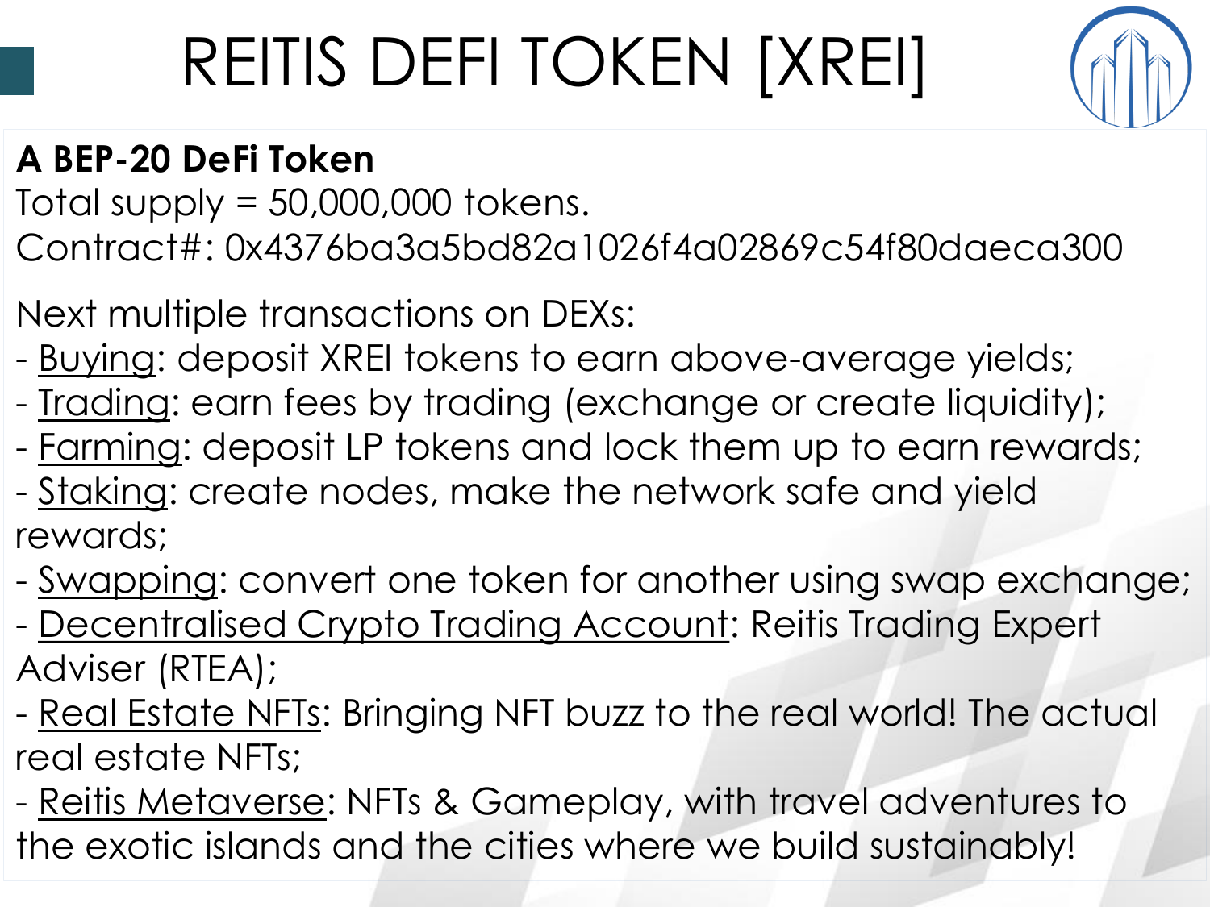# REITIS DEFI TOKEN [XREI]

**A BEP-20 DeFi Token**

Total supply = 50,000,000 tokens.

Contract#: 0x4376ba3a5bd82a1026f4a02869c54f80daeca300

Next multiple transactions on DEXs:

- Buying: deposit XREI tokens to earn above-average yields;
- Trading: earn fees by trading (exchange or create liquidity);
- Farming: deposit LP tokens and lock them up to earn rewards;
- Staking: create nodes, make the network safe and yield rewards;
- Swapping: convert one token for another using swap exchange;
- Decentralised Crypto Trading Account: Reitis Trading Expert Adviser (RTEA);
- Real Estate NFTs: Bringing NFT buzz to the real world! The actual real estate NFTs;
- Reitis Metaverse: NFTs & Gameplay, with travel adventures to the exotic islands and the cities where we build sustainably!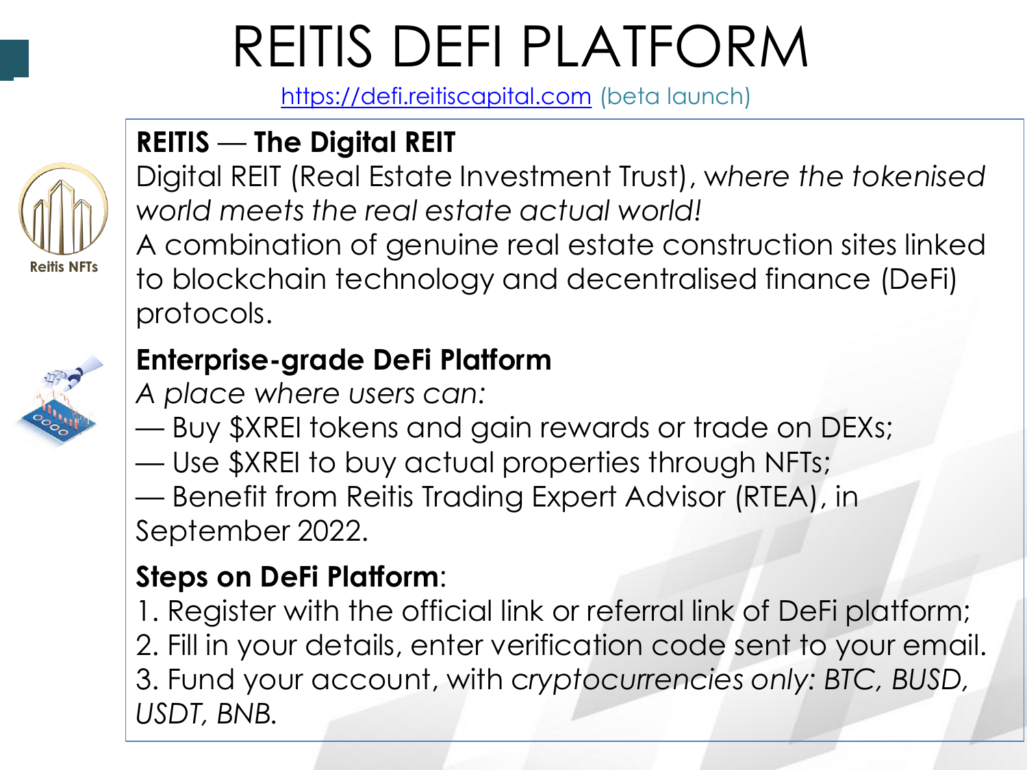# REITIS DEFI PLATFORM

https://defi.reitiscapital.com (beta launch)

Reitis NFTs

**REITIS — The Digital REIT**

Digital REIT (Real Estate Investment Trust), *where the tokenised world meets the real estate actual world!*

A combination of genuine real estate construction sites linked to blockchain technology and decentralised finance (DeFi) protocols.

**Enterprise-grade DeFi Platform**

*A place where users can:*

— Buy $XREI tokens and gain rewards or trade on DEXs;
— Use $XREI to buy actual properties through NFTs;
— Benefit from Reitis Trading Expert Advisor (RTEA), in September 2022.

**Steps on DeFi Platform**:

1. Register with the official link or referral link of DeFi platform;
2. Fill in your details, enter verification code sent to your email.
3. Fund your account, with *cryptocurrencies only: BTC, BUSD, USDT, BNB.*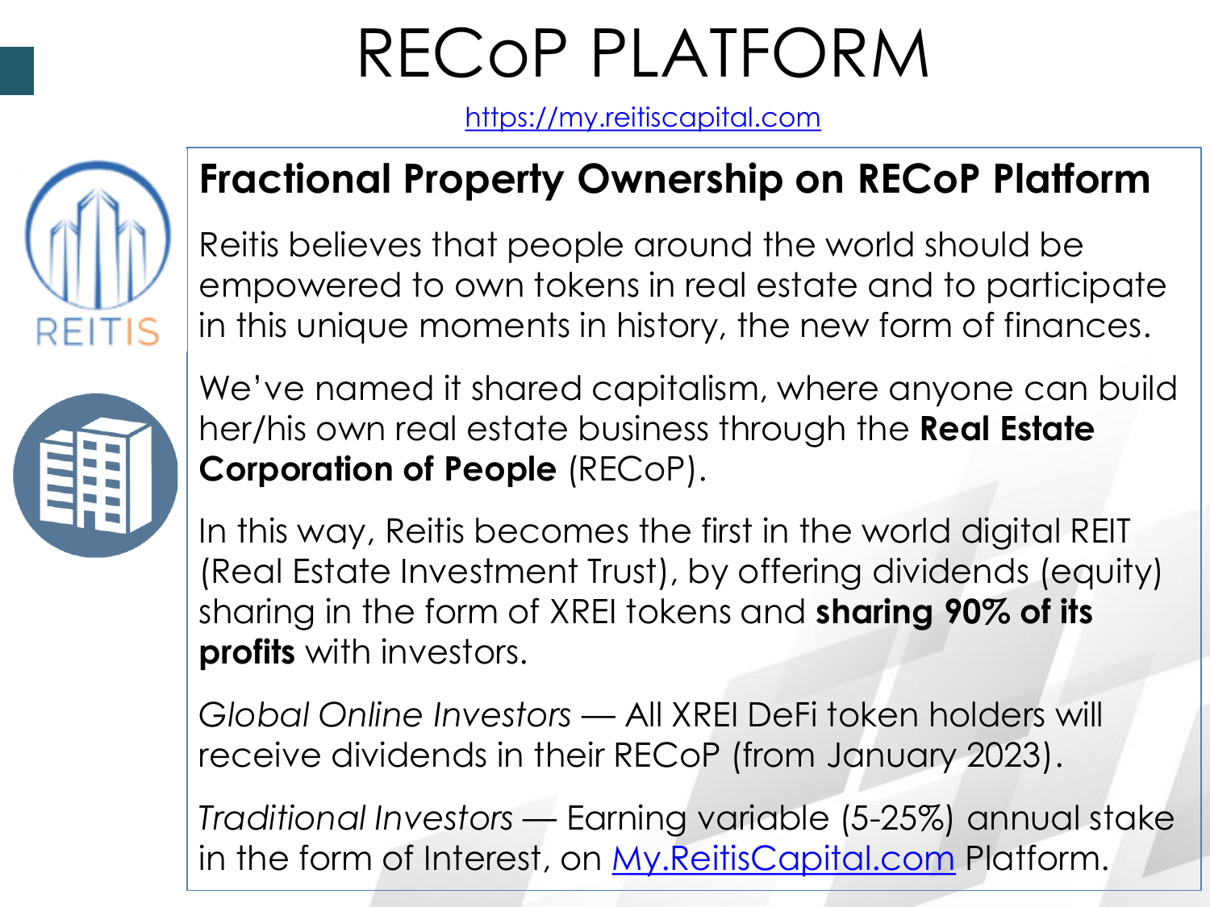# RECoP PLATFORM

https://my.reitiscapital.com

## Fractional Property Ownership on RECoP Platform

Reitis believes that people around the world should be empowered to own tokens in real estate and to participate in this unique moments in history, the new form of finances.

We've named it shared capitalism, where anyone can build her/his own real estate business through the **Real Estate Corporation of People** (RECoP).

In this way, Reitis becomes the first in the world digital REIT (Real Estate Investment Trust), by offering dividends (equity) sharing in the form of XREI tokens and **sharing 90% of its profits** with investors.

*Global Online Investors* — All XREI DeFi token holders will receive dividends in their RECoP (from January 2023).

*Traditional Investors* — Earning variable (5-25%) annual stake in the form of Interest, on My.ReitisCapital.com Platform.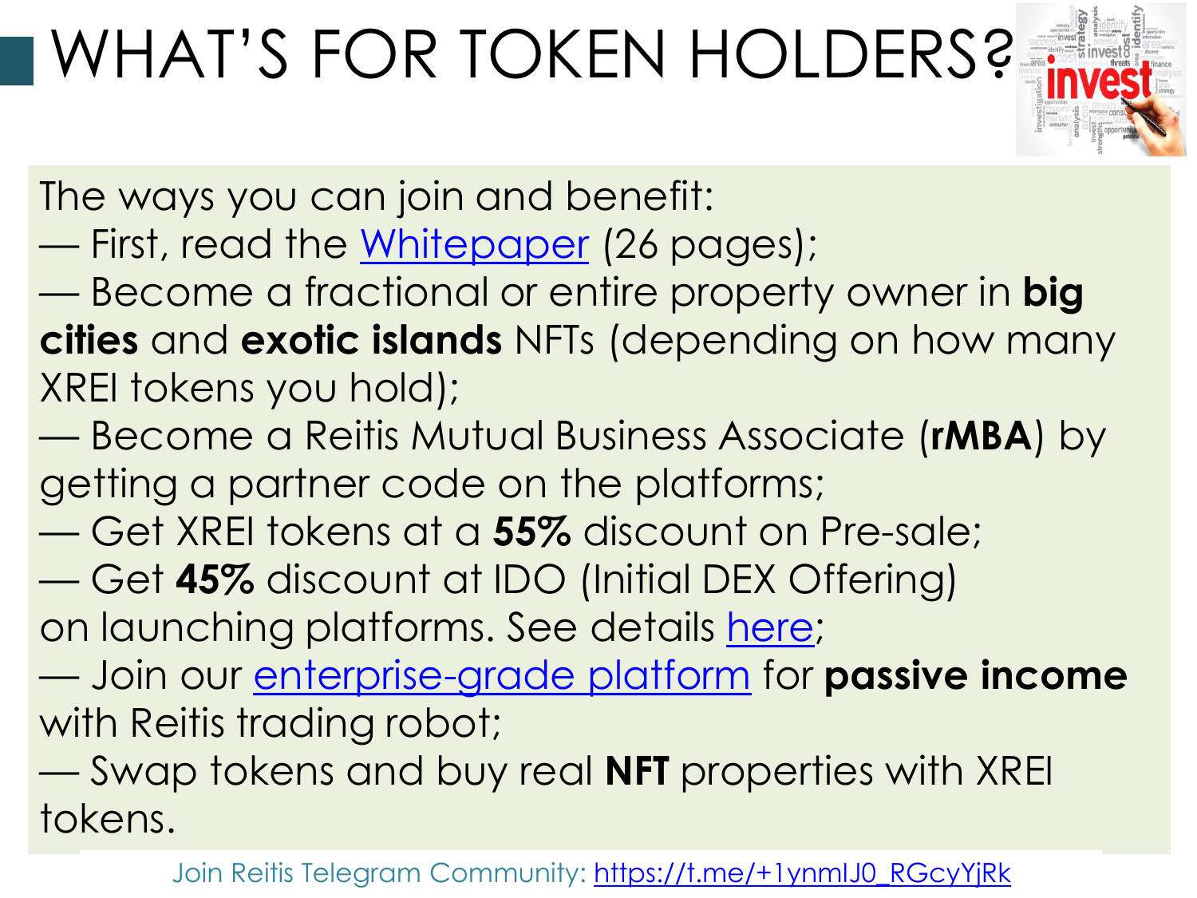# WHAT'S FOR TOKEN HOLDERS?

The ways you can join and benefit:

— First, read the Whitepaper (26 pages);

— Become a fractional or entire property owner in **big cities** and **exotic islands** NFTs (depending on how many XREI tokens you hold);

— Become a Reitis Mutual Business Associate (**rMBA**) by getting a partner code on the platforms;

— Get XREI tokens at a **55%** discount on Pre-sale;

— Get **45%** discount at IDO (Initial DEX Offering) on launching platforms. See details here;

— Join our enterprise-grade platform for **passive income** with Reitis trading robot;

— Swap tokens and buy real **NFT** properties with XREI tokens.

Join Reitis Telegram Community: https://t.me/+1ynmIJ0_RGcyYjRk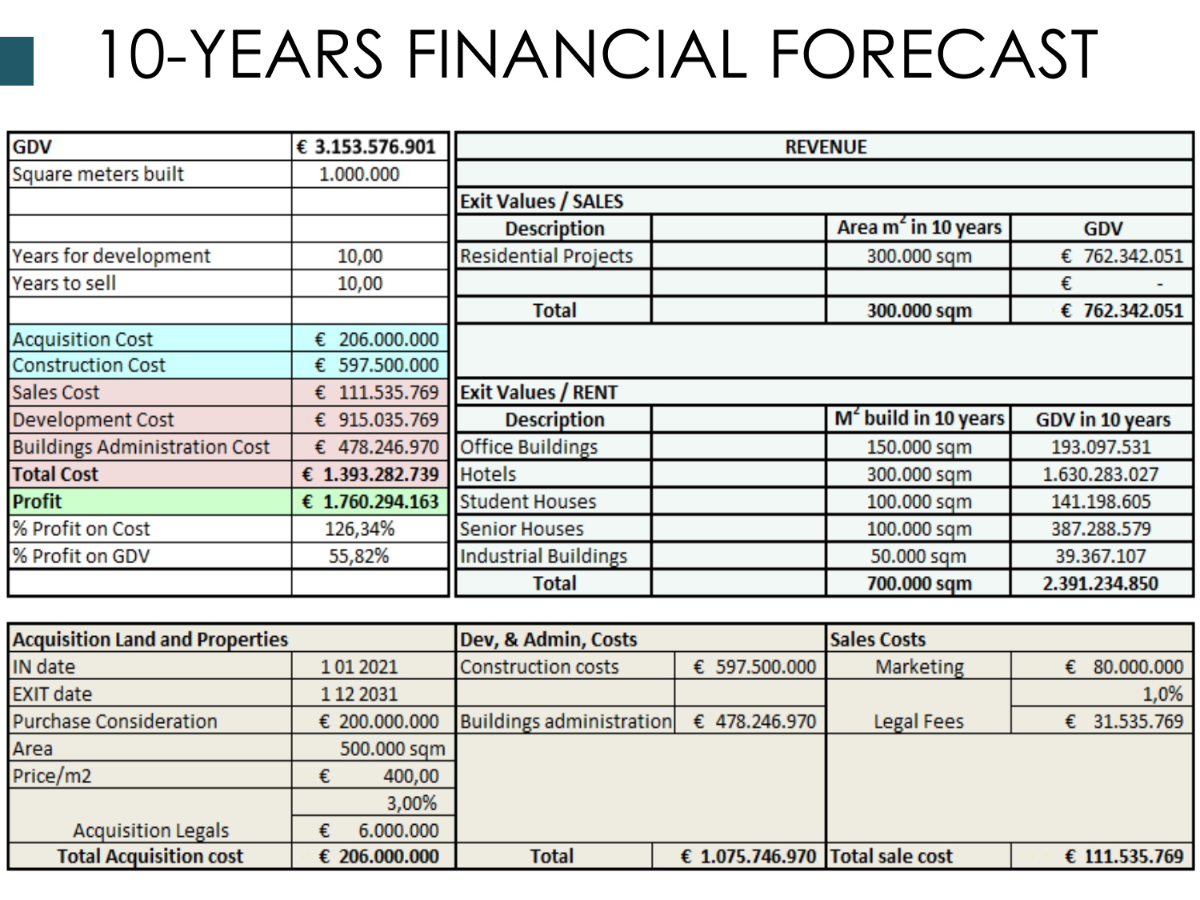# 10-YEARS FINANCIAL FORECAST

| GDV | € 3.153.576.901 |
|---|---|
| Square meters built | 1.000.000 |
| | |
| | |
| Years for development | 10,00 |
| Years to sell | 10,00 |
| | |
| Acquisition Cost | € 206.000.000 |
| Construction Cost | € 597.500.000 |
| Sales Cost | € 111.535.769 |
| Development Cost | € 915.035.769 |
| Buildings Administration Cost | € 478.246.970 |
| **Total Cost** | **€ 1.393.282.739** |
| **Profit** | **€ 1.760.294.163** |
| % Profit on Cost | 126,34% |
| % Profit on GDV | 55,82% |

| REVENUE | | | |
|---|---|---|---|
| | | | |
| **Exit Values / SALES** | | | |
| **Description** | | **Area $m^2$ in 10 years** | **GDV** |
| Residential Projects | | 300.000 sqm | € 762.342.051 |
| | | | € - |
| **Total** | | **300.000 sqm** | **€ 762.342.051** |
| | | | |
| **Exit Values / RENT** | | | |
| **Description** | | **$M^2$ build in 10 years** | **GDV in 10 years** |
| Office Buildings | | 150.000 sqm | 193.097.531 |
| Hotels | | 300.000 sqm | 1.630.283.027 |
| Student Houses | | 100.000 sqm | 141.198.605 |
| Senior Houses | | 100.000 sqm | 387.288.579 |
| Industrial Buildings | | 50.000 sqm | 39.367.107 |
| **Total** | | **700.000 sqm** | **2.391.234.850** |

| **Acquisition Land and Properties** | | **Dev, & Admin, Costs** | | **Sales Costs** | |
|---|---|---|---|---|---|
| IN date | 1 01 2021 | Construction costs | € 597.500.000 | Marketing | € 80.000.000 |
| EXIT date | 1 12 2031 | | | | 1,0% |
| Purchase Consideration | € 200.000.000 | Buildings administration | € 478.246.970 | Legal Fees | € 31.535.769 |
| Area | 500.000 sqm | | | | |
| Price/m2 | € 400,00 | | | | |
| | 3,00% | | | | |
| Acquisition Legals | € 6.000.000 | | | | |
| **Total Acquisition cost** | **€ 206.000.000** | **Total** | **€ 1.075.746.970** | **Total sale cost** | **€ 111.535.769** |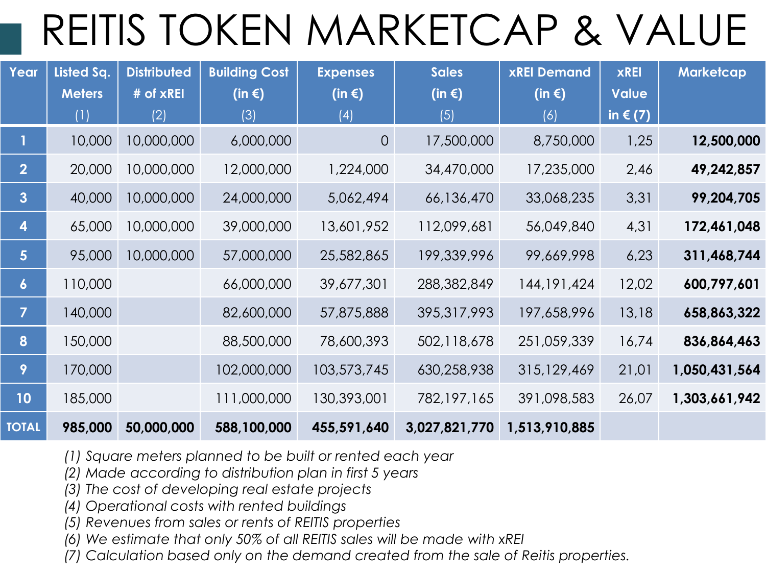# REITIS TOKEN MARKETCAP & VALUE

| Year | Listed Sq. Meters (1) | Distributed # of xREI (2) | Building Cost (in €) (3) | Expenses (in €) (4) | Sales (in €) (5) | xREI Demand (in €) (6) | xREI Value in € (7) | Marketcap |
|---|---|---|---|---|---|---|---|---|
| 1 | 10,000 | 10,000,000 | 6,000,000 | 0 | 17,500,000 | 8,750,000 | 1,25 | **12,500,000** |
| 2 | 20,000 | 10,000,000 | 12,000,000 | 1,224,000 | 34,470,000 | 17,235,000 | 2,46 | **49,242,857** |
| 3 | 40,000 | 10,000,000 | 24,000,000 | 5,062,494 | 66,136,470 | 33,068,235 | 3,31 | **99,204,705** |
| 4 | 65,000 | 10,000,000 | 39,000,000 | 13,601,952 | 112,099,681 | 56,049,840 | 4,31 | **172,461,048** |
| 5 | 95,000 | 10,000,000 | 57,000,000 | 25,582,865 | 199,339,996 | 99,669,998 | 6,23 | **311,468,744** |
| 6 | 110,000 | | 66,000,000 | 39,677,301 | 288,382,849 | 144,191,424 | 12,02 | **600,797,601** |
| 7 | 140,000 | | 82,600,000 | 57,875,888 | 395,317,993 | 197,658,996 | 13,18 | **658,863,322** |
| 8 | 150,000 | | 88,500,000 | 78,600,393 | 502,118,678 | 251,059,339 | 16,74 | **836,864,463** |
| 9 | 170,000 | | 102,000,000 | 103,573,745 | 630,258,938 | 315,129,469 | 21,01 | **1,050,431,564** |
| 10 | 185,000 | | 111,000,000 | 130,393,001 | 782,197,165 | 391,098,583 | 26,07 | **1,303,661,942** |
| **TOTAL** | **985,000** | **50,000,000** | **588,100,000** | **455,591,640** | **3,027,821,770** | **1,513,910,885** | | |

*(1) Square meters planned to be built or rented each year*
*(2) Made according to distribution plan in first 5 years*
*(3) The cost of developing real estate projects*
*(4) Operational costs with rented buildings*
*(5) Revenues from sales or rents of REITIS properties*
*(6) We estimate that only 50% of all REITIS sales will be made with xREI*
*(7) Calculation based only on the demand created from the sale of Reitis properties.*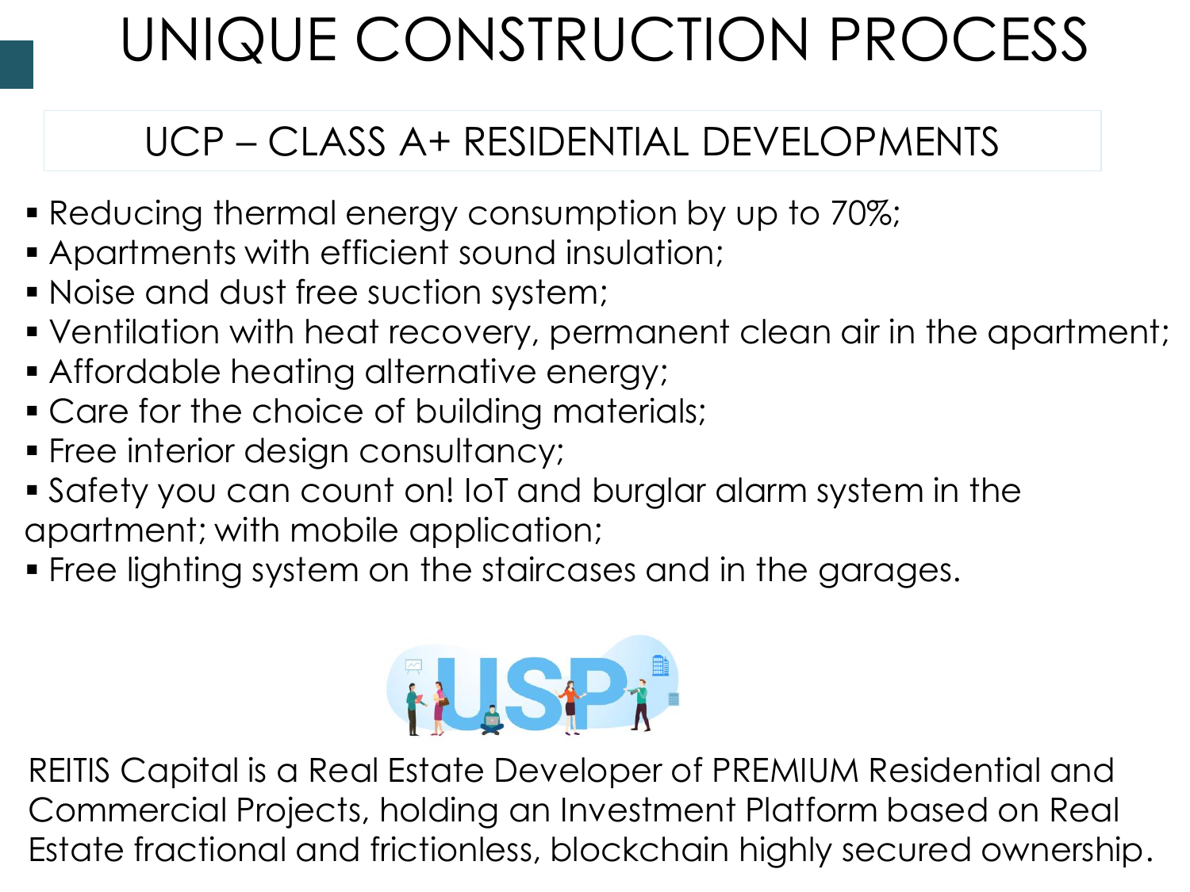# UNIQUE CONSTRUCTION PROCESS

## UCP – CLASS A+ RESIDENTIAL DEVELOPMENTS

- Reducing thermal energy consumption by up to 70%;
- Apartments with efficient sound insulation;
- Noise and dust free suction system;
- Ventilation with heat recovery, permanent clean air in the apartment;
- Affordable heating alternative energy;
- Care for the choice of building materials;
- Free interior design consultancy;
- Safety you can count on! IoT and burglar alarm system in the apartment; with mobile application;
- Free lighting system on the staircases and in the garages.

REITIS Capital is a Real Estate Developer of PREMIUM Residential and Commercial Projects, holding an Investment Platform based on Real Estate fractional and frictionless, blockchain highly secured ownership.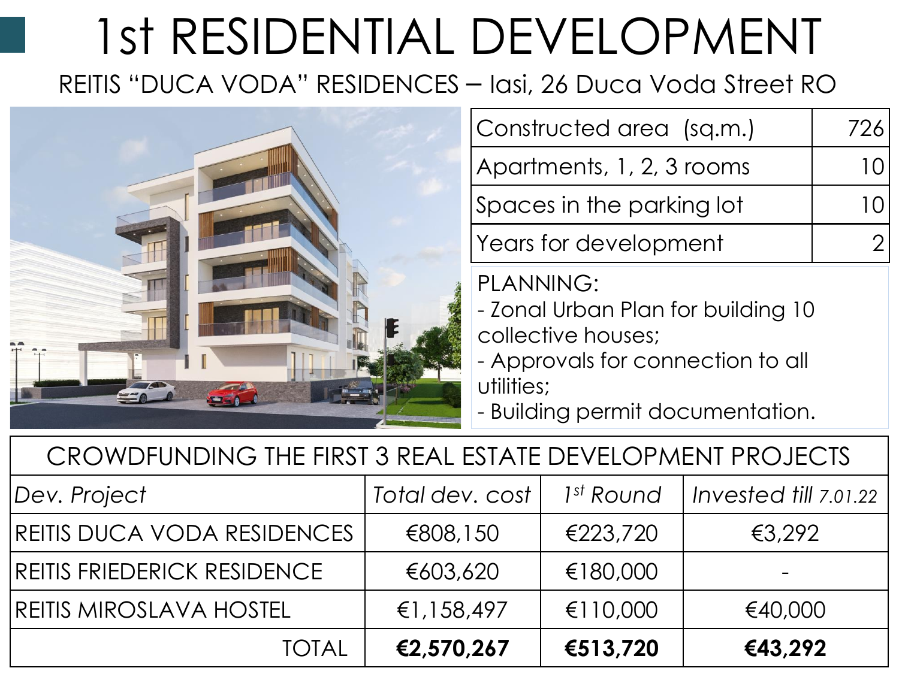# 1st RESIDENTIAL DEVELOPMENT

REITIS "DUCA VODA" RESIDENCES – Iasi, 26 Duca Voda Street RO

| Constructed area (sq.m.) | 726 |
|---|---|
| Apartments, 1, 2, 3 rooms | 10 |
| Spaces in the parking lot | 10 |
| Years for development | 2 |

PLANNING:
- Zonal Urban Plan for building 10 collective houses;
- Approvals for connection to all utilities;
- Building permit documentation.

| CROWDFUNDING THE FIRST 3 REAL ESTATE DEVELOPMENT PROJECTS | | | |
|---|---|---|---|
| *Dev. Project* | *Total dev. cost* | *1st Round* | *Invested till 7.01.22* |
| REITIS DUCA VODA RESIDENCES | €808,150 | €223,720 | €3,292 |
| REITIS FRIEDERICK RESIDENCE | €603,620 | €180,000 | - |
| REITIS MIROSLAVA HOSTEL | €1,158,497 | €110,000 | €40,000 |
| TOTAL | **€2,570,267** | **€513,720** | **€43,292** |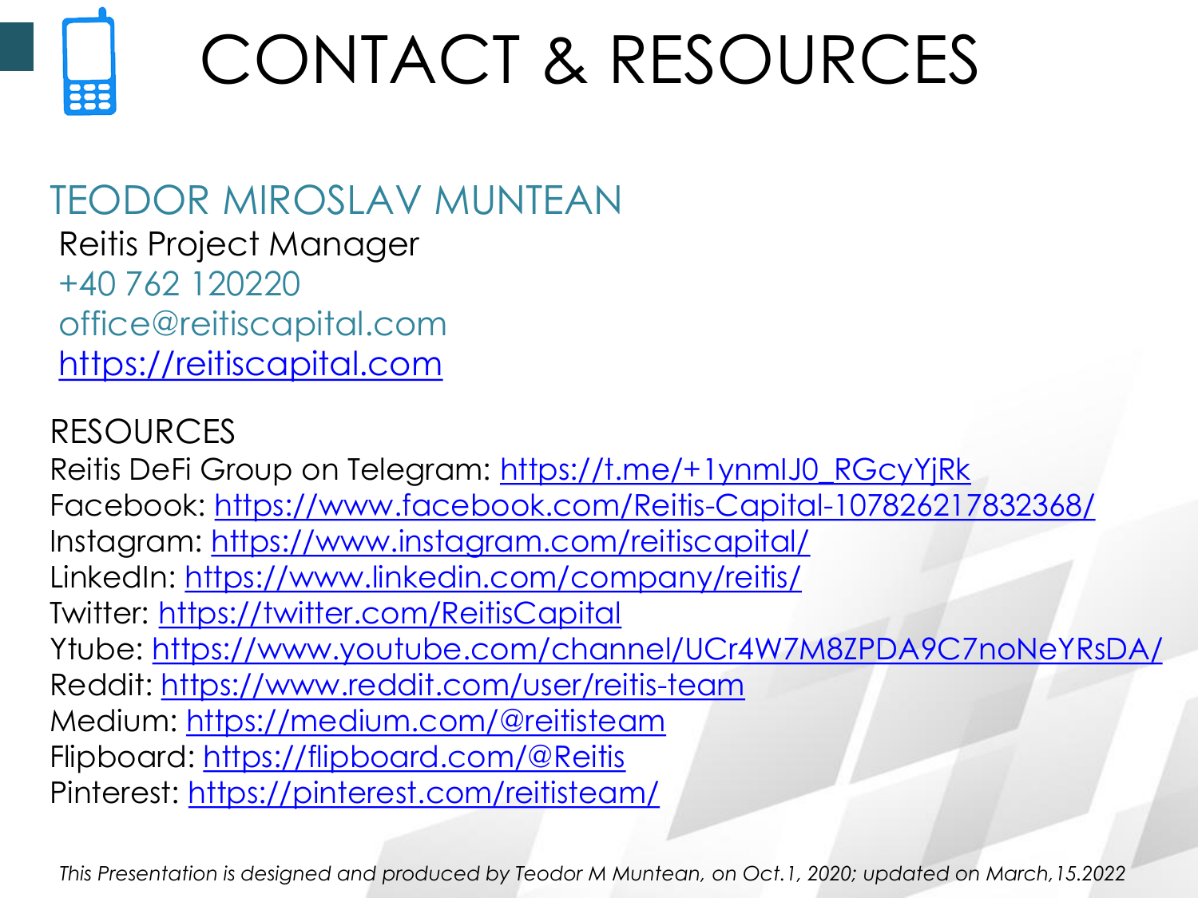# CONTACT & RESOURCES

## TEODOR MIROSLAV MUNTEAN

Reitis Project Manager
+40 762 120220
office@reitiscapital.com
https://reitiscapital.com

RESOURCES

Reitis DeFi Group on Telegram: https://t.me/+1ynmIJ0_RGcyYjRk
Facebook: https://www.facebook.com/Reitis-Capital-107826217832368/
Instagram: https://www.instagram.com/reitiscapital/
LinkedIn: https://www.linkedin.com/company/reitis/
Twitter: https://twitter.com/ReitisCapital
Ytube: https://www.youtube.com/channel/UCr4W7M8ZPDA9C7noNeYRsDA/
Reddit: https://www.reddit.com/user/reitis-team
Medium: https://medium.com/@reitisteam
Flipboard: https://flipboard.com/@Reitis
Pinterest: https://pinterest.com/reitisteam/

*This Presentation is designed and produced by Teodor M Muntean, on Oct.1, 2020; updated on March,15.2022*